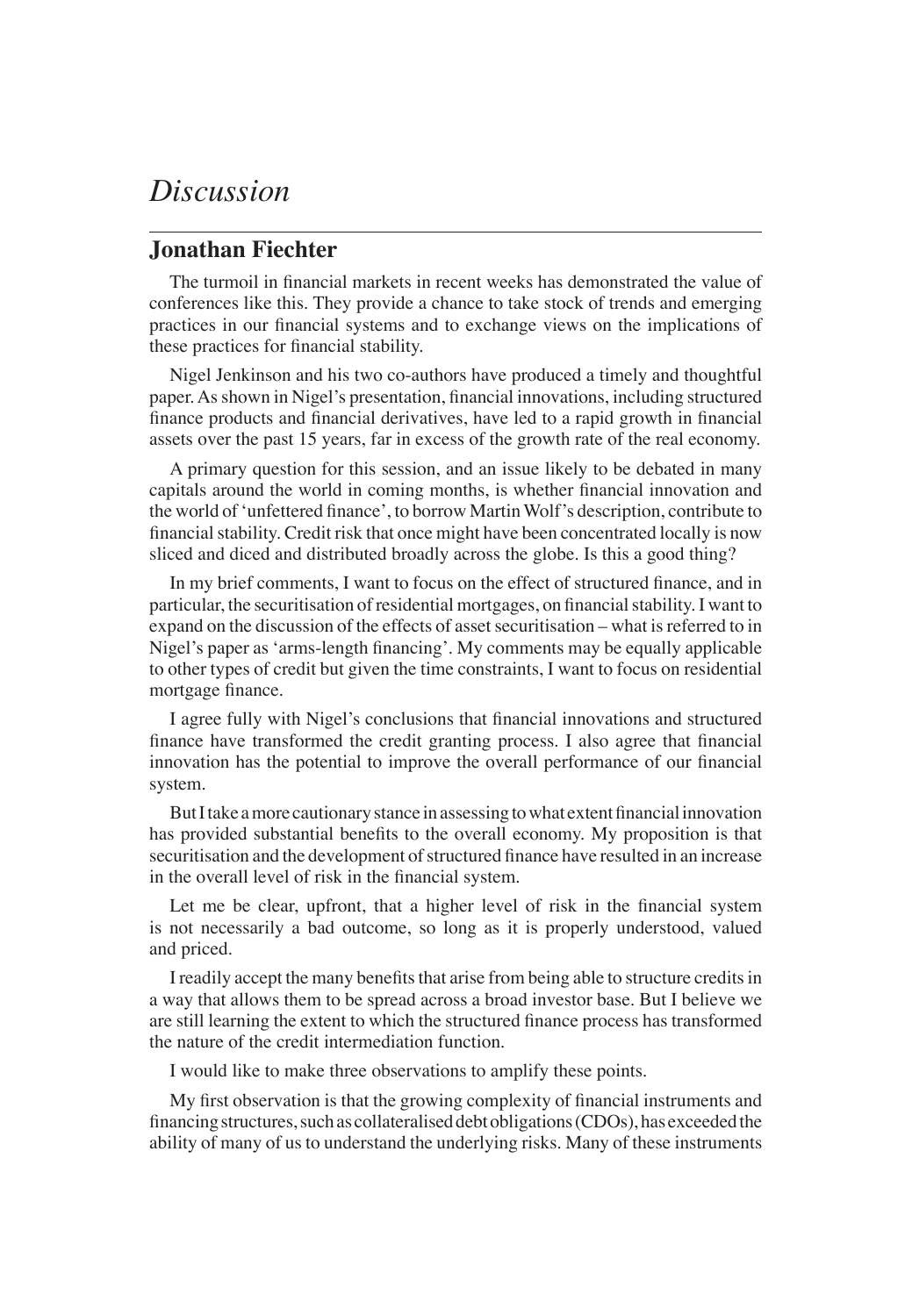# *Discussion*

## Jonathan Fiechter

The turmoil in financial markets in recent weeks has demonstrated the value of conferences like this. They provide a chance to take stock of trends and emerging practices in our financial systems and to exchange views on the implications of these practices for financial stability.

Nigel Jenkinson and his two co-authors have produced a timely and thoughtful paper. As shown in Nigel's presentation, financial innovations, including structured finance products and financial derivatives, have led to a rapid growth in financial assets over the past 15 years, far in excess of the growth rate of the real economy.

A primary question for this session, and an issue likely to be debated in many capitals around the world in coming months, is whether financial innovation and the world of 'unfettered finance', to borrow Martin Wolf's description, contribute to financial stability. Credit risk that once might have been concentrated locally is now sliced and diced and distributed broadly across the globe. Is this a good thing?

In my brief comments, I want to focus on the effect of structured finance, and in particular, the securitisation of residential mortgages, on financial stability. I want to expand on the discussion of the effects of asset securitisation – what is referred to in Nigel's paper as 'arms-length financing'. My comments may be equally applicable to other types of credit but given the time constraints, I want to focus on residential mortgage finance.

I agree fully with Nigel's conclusions that financial innovations and structured finance have transformed the credit granting process. I also agree that financial innovation has the potential to improve the overall performance of our financial system.

But I take a more cautionary stance in assessing to what extent financial innovation has provided substantial benefits to the overall economy. My proposition is that securitisation and the development of structured finance have resulted in an increase in the overall level of risk in the financial system.

Let me be clear, upfront, that a higher level of risk in the financial system is not necessarily a bad outcome, so long as it is properly understood, valued and priced.

I readily accept the many benefits that arise from being able to structure credits in a way that allows them to be spread across a broad investor base. But I believe we are still learning the extent to which the structured finance process has transformed the nature of the credit intermediation function.

I would like to make three observations to amplify these points.

My first observation is that the growing complexity of financial instruments and financing structures, such as collateralised debt obligations (CDOs), has exceeded the ability of many of us to understand the underlying risks. Many of these instruments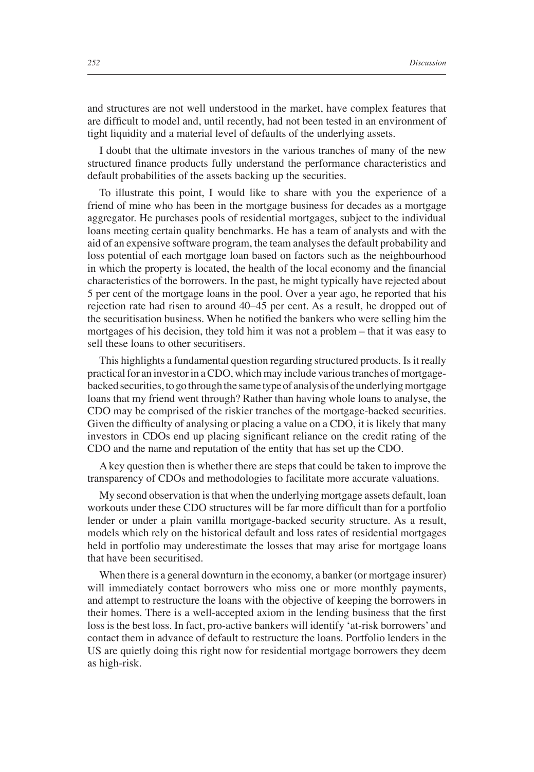and structures are not well understood in the market, have complex features that are difficult to model and, until recently, had not been tested in an environment of tight liquidity and a material level of defaults of the underlying assets.

I doubt that the ultimate investors in the various tranches of many of the new structured finance products fully understand the performance characteristics and default probabilities of the assets backing up the securities.

To illustrate this point, I would like to share with you the experience of a friend of mine who has been in the mortgage business for decades as a mortgage aggregator. He purchases pools of residential mortgages, subject to the individual loans meeting certain quality benchmarks. He has a team of analysts and with the aid of an expensive software program, the team analyses the default probability and loss potential of each mortgage loan based on factors such as the neighbourhood in which the property is located, the health of the local economy and the financial characteristics of the borrowers. In the past, he might typically have rejected about 5 per cent of the mortgage loans in the pool. Over a year ago, he reported that his rejection rate had risen to around 40–45 per cent. As a result, he dropped out of the securitisation business. When he notified the bankers who were selling him the mortgages of his decision, they told him it was not a problem – that it was easy to sell these loans to other securitisers.

This highlights a fundamental question regarding structured products. Is it really practical for an investor in a CDO, which may include various tranches of mortgage-backed securities, to go through the same type of analysis of the underlying mortgage loans that my friend went through? Rather than having whole loans to analyse, the CDO may be comprised of the riskier tranches of the mortgage-backed securities. Given the difficulty of analysing or placing a value on a CDO, it is likely that many investors in CDOs end up placing significant reliance on the credit rating of the CDO and the name and reputation of the entity that has set up the CDO.

A key question then is whether there are steps that could be taken to improve the transparency of CDOs and methodologies to facilitate more accurate valuations.

My second observation is that when the underlying mortgage assets default, loan workouts under these CDO structures will be far more difficult than for a portfolio lender or under a plain vanilla mortgage-backed security structure. As a result, models which rely on the historical default and loss rates of residential mortgages held in portfolio may underestimate the losses that may arise for mortgage loans that have been securitised.

When there is a general downturn in the economy, a banker (or mortgage insurer) will immediately contact borrowers who miss one or more monthly payments, and attempt to restructure the loans with the objective of keeping the borrowers in their homes. There is a well-accepted axiom in the lending business that the first loss is the best loss. In fact, pro-active bankers will identify 'at-risk borrowers' and contact them in advance of default to restructure the loans. Portfolio lenders in the US are quietly doing this right now for residential mortgage borrowers they deem as high-risk.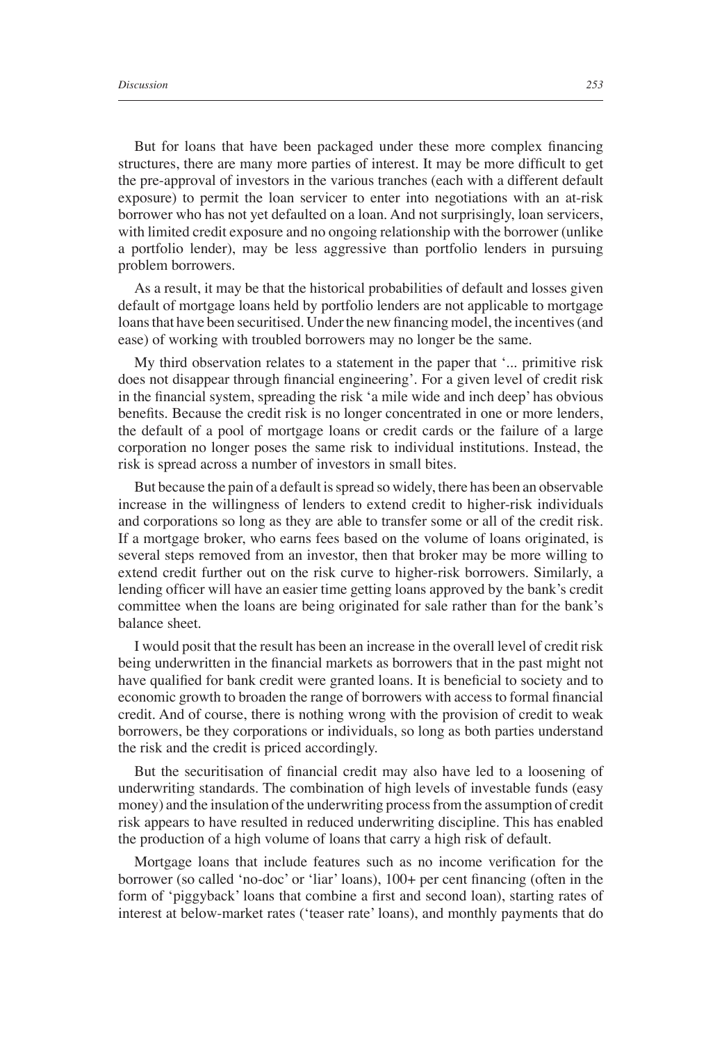But for loans that have been packaged under these more complex financing structures, there are many more parties of interest. It may be more difficult to get the pre-approval of investors in the various tranches (each with a different default exposure) to permit the loan servicer to enter into negotiations with an at-risk borrower who has not yet defaulted on a loan. And not surprisingly, loan servicers, with limited credit exposure and no ongoing relationship with the borrower (unlike a portfolio lender), may be less aggressive than portfolio lenders in pursuing problem borrowers.

As a result, it may be that the historical probabilities of default and losses given default of mortgage loans held by portfolio lenders are not applicable to mortgage loans that have been securitised. Under the new financing model, the incentives (and ease) of working with troubled borrowers may no longer be the same.

My third observation relates to a statement in the paper that '... primitive risk does not disappear through financial engineering'. For a given level of credit risk in the financial system, spreading the risk 'a mile wide and inch deep' has obvious benefits. Because the credit risk is no longer concentrated in one or more lenders, the default of a pool of mortgage loans or credit cards or the failure of a large corporation no longer poses the same risk to individual institutions. Instead, the risk is spread across a number of investors in small bites.

But because the pain of a default is spread so widely, there has been an observable increase in the willingness of lenders to extend credit to higher-risk individuals and corporations so long as they are able to transfer some or all of the credit risk. If a mortgage broker, who earns fees based on the volume of loans originated, is several steps removed from an investor, then that broker may be more willing to extend credit further out on the risk curve to higher-risk borrowers. Similarly, a lending officer will have an easier time getting loans approved by the bank's credit committee when the loans are being originated for sale rather than for the bank's balance sheet.

I would posit that the result has been an increase in the overall level of credit risk being underwritten in the financial markets as borrowers that in the past might not have qualified for bank credit were granted loans. It is beneficial to society and to economic growth to broaden the range of borrowers with access to formal financial credit. And of course, there is nothing wrong with the provision of credit to weak borrowers, be they corporations or individuals, so long as both parties understand the risk and the credit is priced accordingly.

But the securitisation of financial credit may also have led to a loosening of underwriting standards. The combination of high levels of investable funds (easy money) and the insulation of the underwriting process from the assumption of credit risk appears to have resulted in reduced underwriting discipline. This has enabled the production of a high volume of loans that carry a high risk of default.

Mortgage loans that include features such as no income verification for the borrower (so called 'no-doc' or 'liar' loans), 100+ per cent financing (often in the form of 'piggyback' loans that combine a first and second loan), starting rates of interest at below-market rates ('teaser rate' loans), and monthly payments that do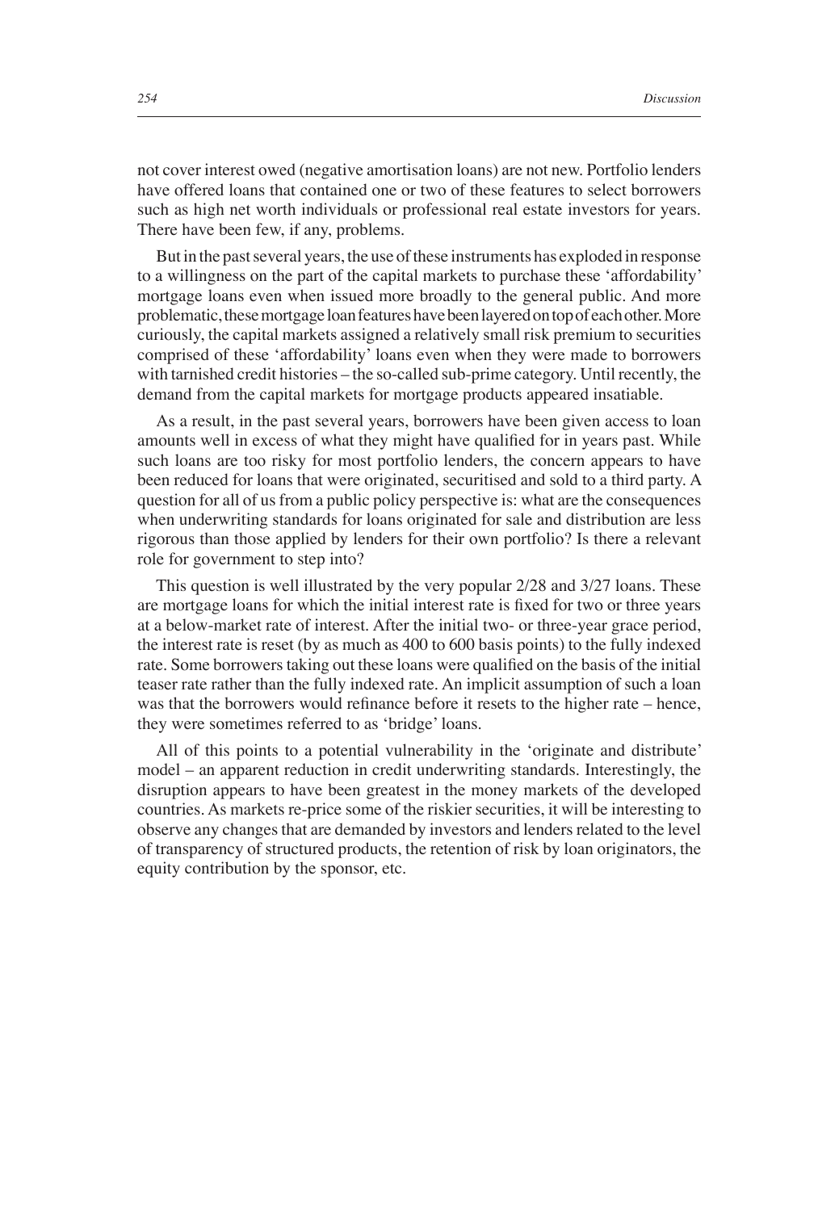not cover interest owed (negative amortisation loans) are not new. Portfolio lenders have offered loans that contained one or two of these features to select borrowers such as high net worth individuals or professional real estate investors for years. There have been few, if any, problems.

But in the past several years, the use of these instruments has exploded in response to a willingness on the part of the capital markets to purchase these 'affordability' mortgage loans even when issued more broadly to the general public. And more problematic, these mortgage loan features have been layered on top of each other. More curiously, the capital markets assigned a relatively small risk premium to securities comprised of these 'affordability' loans even when they were made to borrowers with tarnished credit histories – the so-called sub-prime category. Until recently, the demand from the capital markets for mortgage products appeared insatiable.

As a result, in the past several years, borrowers have been given access to loan amounts well in excess of what they might have qualified for in years past. While such loans are too risky for most portfolio lenders, the concern appears to have been reduced for loans that were originated, securitised and sold to a third party. A question for all of us from a public policy perspective is: what are the consequences when underwriting standards for loans originated for sale and distribution are less rigorous than those applied by lenders for their own portfolio? Is there a relevant role for government to step into?

This question is well illustrated by the very popular 2/28 and 3/27 loans. These are mortgage loans for which the initial interest rate is fixed for two or three years at a below-market rate of interest. After the initial two- or three-year grace period, the interest rate is reset (by as much as 400 to 600 basis points) to the fully indexed rate. Some borrowers taking out these loans were qualified on the basis of the initial teaser rate rather than the fully indexed rate. An implicit assumption of such a loan was that the borrowers would refinance before it resets to the higher rate – hence, they were sometimes referred to as 'bridge' loans.

All of this points to a potential vulnerability in the 'originate and distribute' model – an apparent reduction in credit underwriting standards. Interestingly, the disruption appears to have been greatest in the money markets of the developed countries. As markets re-price some of the riskier securities, it will be interesting to observe any changes that are demanded by investors and lenders related to the level of transparency of structured products, the retention of risk by loan originators, the equity contribution by the sponsor, etc.